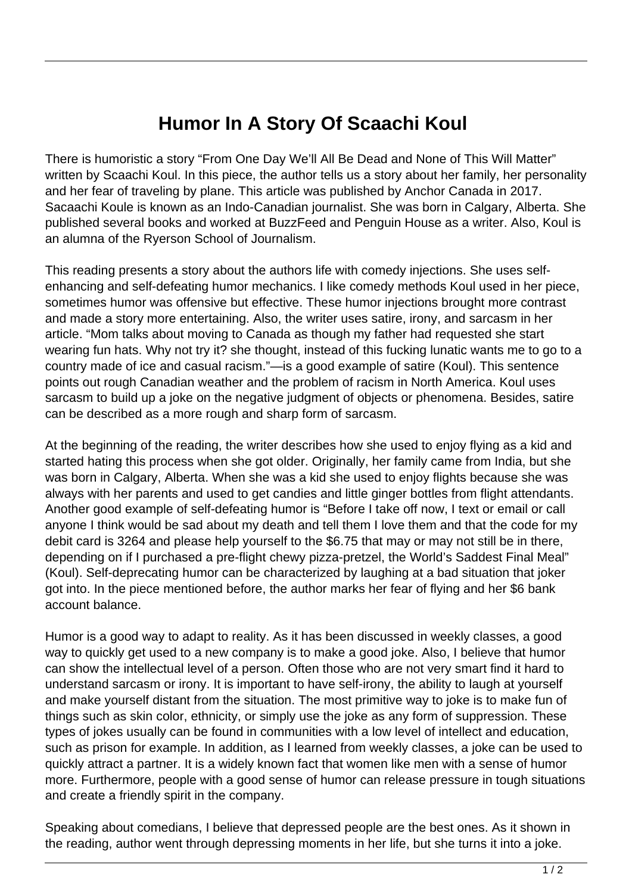# Humor In A Story Of Scaachi Koul

There is humoristic a story "From One Day We'll All Be Dead and None of This Will Matter" written by Scaachi Koul. In this piece, the author tells us a story about her family, her personality and her fear of traveling by plane. This article was published by Anchor Canada in 2017. Sacaachi Koule is known as an Indo-Canadian journalist. She was born in Calgary, Alberta. She published several books and worked at BuzzFeed and Penguin House as a writer. Also, Koul is an alumna of the Ryerson School of Journalism.

This reading presents a story about the authors life with comedy injections. She uses self-enhancing and self-defeating humor mechanics. I like comedy methods Koul used in her piece, sometimes humor was offensive but effective. These humor injections brought more contrast and made a story more entertaining. Also, the writer uses satire, irony, and sarcasm in her article. "Mom talks about moving to Canada as though my father had requested she start wearing fun hats. Why not try it? she thought, instead of this fucking lunatic wants me to go to a country made of ice and casual racism."—is a good example of satire (Koul). This sentence points out rough Canadian weather and the problem of racism in North America. Koul uses sarcasm to build up a joke on the negative judgment of objects or phenomena. Besides, satire can be described as a more rough and sharp form of sarcasm.

At the beginning of the reading, the writer describes how she used to enjoy flying as a kid and started hating this process when she got older. Originally, her family came from India, but she was born in Calgary, Alberta. When she was a kid she used to enjoy flights because she was always with her parents and used to get candies and little ginger bottles from flight attendants. Another good example of self-defeating humor is "Before I take off now, I text or email or call anyone I think would be sad about my death and tell them I love them and that the code for my debit card is 3264 and please help yourself to the $6.75 that may or may not still be in there, depending on if I purchased a pre-flight chewy pizza-pretzel, the World's Saddest Final Meal" (Koul). Self-deprecating humor can be characterized by laughing at a bad situation that joker got into. In the piece mentioned before, the author marks her fear of flying and her $6 bank account balance.

Humor is a good way to adapt to reality. As it has been discussed in weekly classes, a good way to quickly get used to a new company is to make a good joke. Also, I believe that humor can show the intellectual level of a person. Often those who are not very smart find it hard to understand sarcasm or irony. It is important to have self-irony, the ability to laugh at yourself and make yourself distant from the situation. The most primitive way to joke is to make fun of things such as skin color, ethnicity, or simply use the joke as any form of suppression. These types of jokes usually can be found in communities with a low level of intellect and education, such as prison for example. In addition, as I learned from weekly classes, a joke can be used to quickly attract a partner. It is a widely known fact that women like men with a sense of humor more. Furthermore, people with a good sense of humor can release pressure in tough situations and create a friendly spirit in the company.

Speaking about comedians, I believe that depressed people are the best ones. As it shown in the reading, author went through depressing moments in her life, but she turns it into a joke.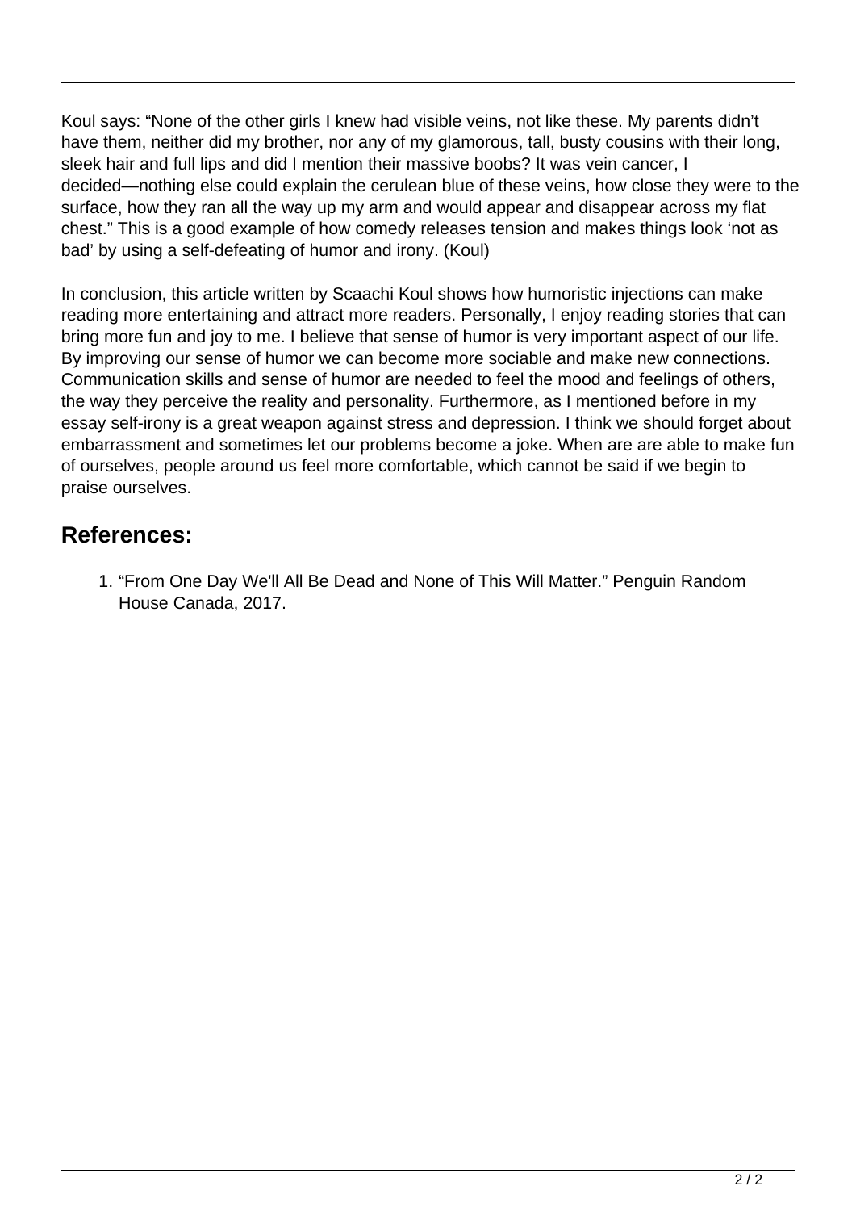Koul says: “None of the other girls I knew had visible veins, not like these. My parents didn’t have them, neither did my brother, nor any of my glamorous, tall, busty cousins with their long, sleek hair and full lips and did I mention their massive boobs? It was vein cancer, I decided—nothing else could explain the cerulean blue of these veins, how close they were to the surface, how they ran all the way up my arm and would appear and disappear across my flat chest.” This is a good example of how comedy releases tension and makes things look ‘not as bad’ by using a self-defeating of humor and irony. (Koul)

In conclusion, this article written by Scaachi Koul shows how humoristic injections can make reading more entertaining and attract more readers. Personally, I enjoy reading stories that can bring more fun and joy to me. I believe that sense of humor is very important aspect of our life. By improving our sense of humor we can become more sociable and make new connections. Communication skills and sense of humor are needed to feel the mood and feelings of others, the way they perceive the reality and personality. Furthermore, as I mentioned before in my essay self-irony is a great weapon against stress and depression. I think we should forget about embarrassment and sometimes let our problems become a joke. When are are able to make fun of ourselves, people around us feel more comfortable, which cannot be said if we begin to praise ourselves.

## References:

1. “From One Day We'll All Be Dead and None of This Will Matter.” Penguin Random House Canada, 2017.